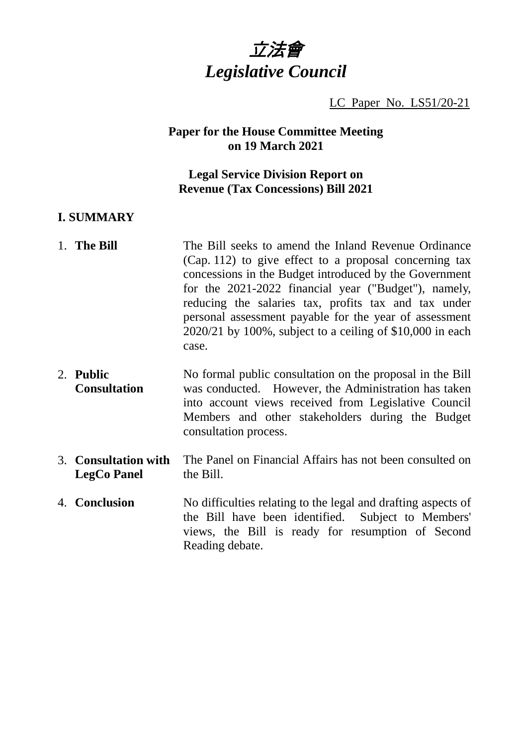# *立法會*
# *Legislative Council*

LC Paper No. LS51/20-21

**Paper for the House Committee Meeting on 19 March 2021**

**Legal Service Division Report on Revenue (Tax Concessions) Bill 2021**

## I. SUMMARY

1. **The Bill** — The Bill seeks to amend the Inland Revenue Ordinance (Cap. 112) to give effect to a proposal concerning tax concessions in the Budget introduced by the Government for the 2021-2022 financial year ("Budget"), namely, reducing the salaries tax, profits tax and tax under personal assessment payable for the year of assessment 2020/21 by 100%, subject to a ceiling of $10,000 in each case.

2. **Public Consultation** — No formal public consultation on the proposal in the Bill was conducted. However, the Administration has taken into account views received from Legislative Council Members and other stakeholders during the Budget consultation process.

3. **Consultation with LegCo Panel** — The Panel on Financial Affairs has not been consulted on the Bill.

4. **Conclusion** — No difficulties relating to the legal and drafting aspects of the Bill have been identified. Subject to Members' views, the Bill is ready for resumption of Second Reading debate.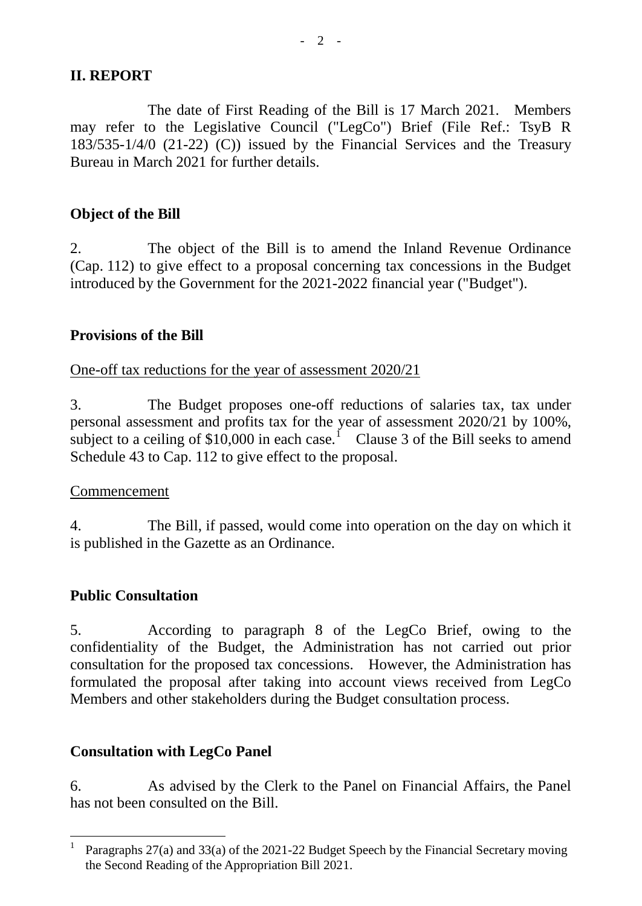## II. REPORT

The date of First Reading of the Bill is 17 March 2021. Members may refer to the Legislative Council ("LegCo") Brief (File Ref.: TsyB R 183/535-1/4/0 (21-22) (C)) issued by the Financial Services and the Treasury Bureau in March 2021 for further details.

### Object of the Bill

2. The object of the Bill is to amend the Inland Revenue Ordinance (Cap. 112) to give effect to a proposal concerning tax concessions in the Budget introduced by the Government for the 2021-2022 financial year ("Budget").

### Provisions of the Bill

One-off tax reductions for the year of assessment 2020/21

3. The Budget proposes one-off reductions of salaries tax, tax under personal assessment and profits tax for the year of assessment 2020/21 by 100%, subject to a ceiling of $10,000 in each case.[1] Clause 3 of the Bill seeks to amend Schedule 43 to Cap. 112 to give effect to the proposal.

Commencement

4. The Bill, if passed, would come into operation on the day on which it is published in the Gazette as an Ordinance.

### Public Consultation

5. According to paragraph 8 of the LegCo Brief, owing to the confidentiality of the Budget, the Administration has not carried out prior consultation for the proposed tax concessions. However, the Administration has formulated the proposal after taking into account views received from LegCo Members and other stakeholders during the Budget consultation process.

### Consultation with LegCo Panel

6. As advised by the Clerk to the Panel on Financial Affairs, the Panel has not been consulted on the Bill.

---

[1] Paragraphs 27(a) and 33(a) of the 2021-22 Budget Speech by the Financial Secretary moving the Second Reading of the Appropriation Bill 2021.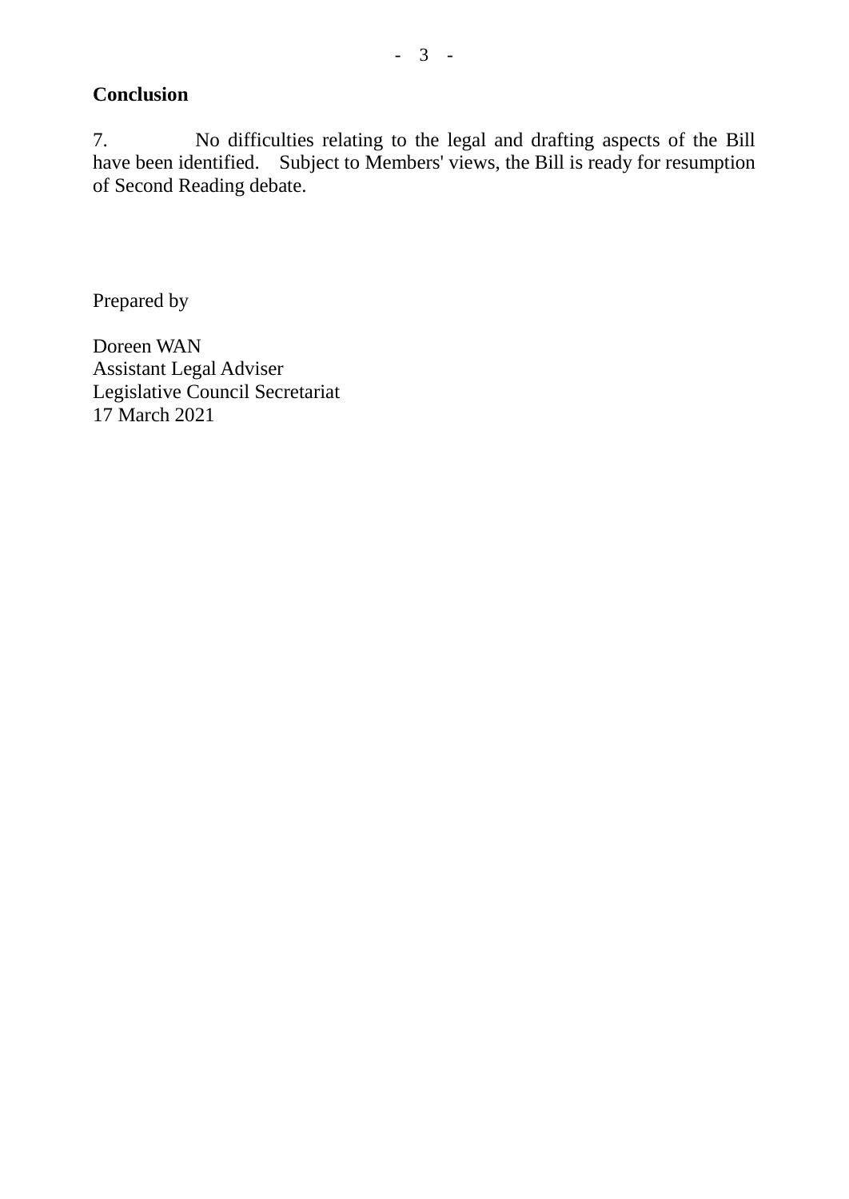**Conclusion**

7. No difficulties relating to the legal and drafting aspects of the Bill have been identified. Subject to Members' views, the Bill is ready for resumption of Second Reading debate.

Prepared by

Doreen WAN
Assistant Legal Adviser
Legislative Council Secretariat
17 March 2021